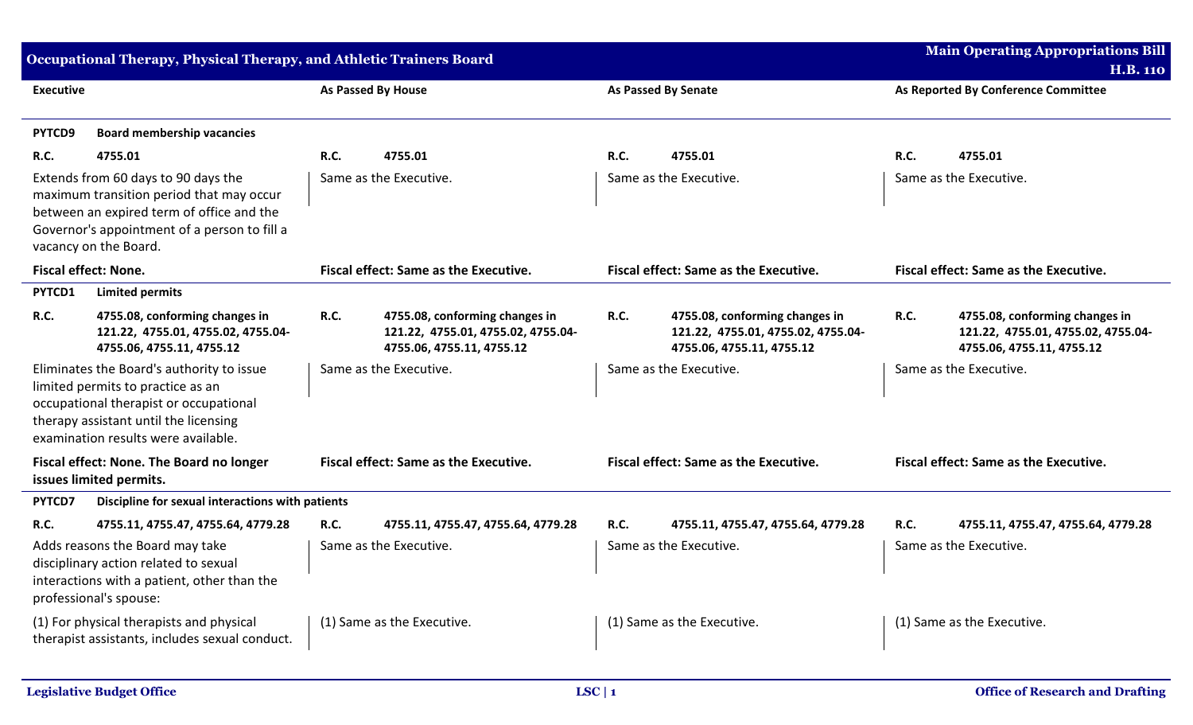## Occupational Therapy, Physical Therapy, and Athletic Trainers Board

**Main Operating Appropriations Bill H.B. 110**

| Executive | As Passed By House | As Passed By Senate | As Reported By Conference Committee |
|---|---|---|---|
| **PYTCD9 Board membership vacancies** | | | |
| **R.C. 4755.01** | **R.C. 4755.01** | **R.C. 4755.01** | **R.C. 4755.01** |
| Extends from 60 days to 90 days the maximum transition period that may occur between an expired term of office and the Governor's appointment of a person to fill a vacancy on the Board. | Same as the Executive. | Same as the Executive. | Same as the Executive. |
| **Fiscal effect: None.** | **Fiscal effect: Same as the Executive.** | **Fiscal effect: Same as the Executive.** | **Fiscal effect: Same as the Executive.** |
| **PYTCD1 Limited permits** | | | |
| **R.C. 4755.08, conforming changes in 121.22, 4755.01, 4755.02, 4755.04-4755.06, 4755.11, 4755.12** | **R.C. 4755.08, conforming changes in 121.22, 4755.01, 4755.02, 4755.04-4755.06, 4755.11, 4755.12** | **R.C. 4755.08, conforming changes in 121.22, 4755.01, 4755.02, 4755.04-4755.06, 4755.11, 4755.12** | **R.C. 4755.08, conforming changes in 121.22, 4755.01, 4755.02, 4755.04-4755.06, 4755.11, 4755.12** |
| Eliminates the Board's authority to issue limited permits to practice as an occupational therapist or occupational therapy assistant until the licensing examination results were available. | Same as the Executive. | Same as the Executive. | Same as the Executive. |
| **Fiscal effect: None. The Board no longer issues limited permits.** | **Fiscal effect: Same as the Executive.** | **Fiscal effect: Same as the Executive.** | **Fiscal effect: Same as the Executive.** |
| **PYTCD7 Discipline for sexual interactions with patients** | | | |
| **R.C. 4755.11, 4755.47, 4755.64, 4779.28** | **R.C. 4755.11, 4755.47, 4755.64, 4779.28** | **R.C. 4755.11, 4755.47, 4755.64, 4779.28** | **R.C. 4755.11, 4755.47, 4755.64, 4779.28** |
| Adds reasons the Board may take disciplinary action related to sexual interactions with a patient, other than the professional's spouse: | Same as the Executive. | Same as the Executive. | Same as the Executive. |
| (1) For physical therapists and physical therapist assistants, includes sexual conduct. | (1) Same as the Executive. | (1) Same as the Executive. | (1) Same as the Executive. |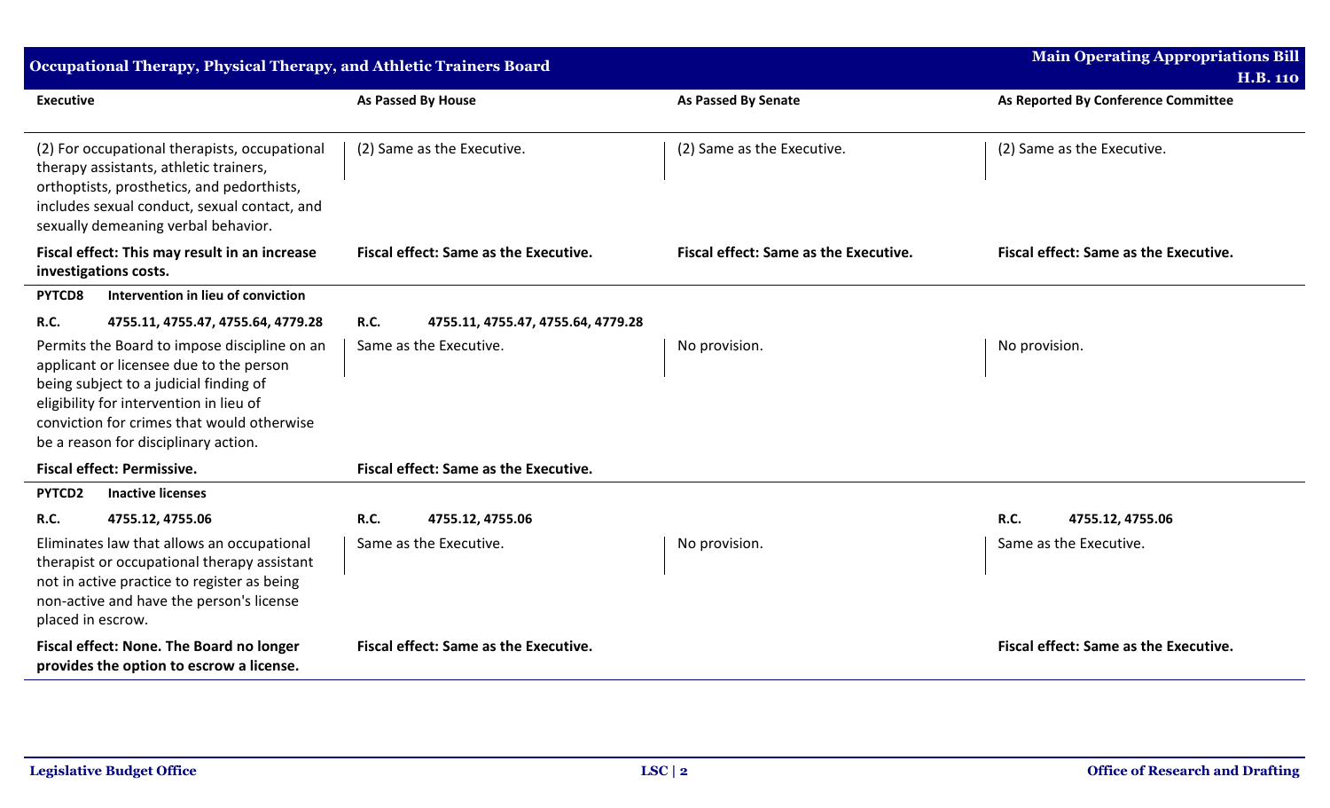| Executive | As Passed By House | As Passed By Senate | As Reported By Conference Committee |
|---|---|---|---|
| (2) For occupational therapists, occupational therapy assistants, athletic trainers, orthoptists, prosthetics, and pedorthists, includes sexual conduct, sexual contact, and sexually demeaning verbal behavior. | (2) Same as the Executive. | (2) Same as the Executive. | (2) Same as the Executive. |
| **Fiscal effect: This may result in an increase investigations costs.** | **Fiscal effect: Same as the Executive.** | **Fiscal effect: Same as the Executive.** | **Fiscal effect: Same as the Executive.** |
| **PYTCD8 Intervention in lieu of conviction** | | | |
| **R.C. 4755.11, 4755.47, 4755.64, 4779.28** | **R.C. 4755.11, 4755.47, 4755.64, 4779.28** | | |
| Permits the Board to impose discipline on an applicant or licensee due to the person being subject to a judicial finding of eligibility for intervention in lieu of conviction for crimes that would otherwise be a reason for disciplinary action. | Same as the Executive. | No provision. | No provision. |
| **Fiscal effect: Permissive.** | **Fiscal effect: Same as the Executive.** | | |
| **PYTCD2 Inactive licenses** | | | |
| **R.C. 4755.12, 4755.06** | **R.C. 4755.12, 4755.06** | | **R.C. 4755.12, 4755.06** |
| Eliminates law that allows an occupational therapist or occupational therapy assistant not in active practice to register as being non-active and have the person's license placed in escrow. | Same as the Executive. | No provision. | Same as the Executive. |
| **Fiscal effect: None. The Board no longer provides the option to escrow a license.** | **Fiscal effect: Same as the Executive.** | | **Fiscal effect: Same as the Executive.** |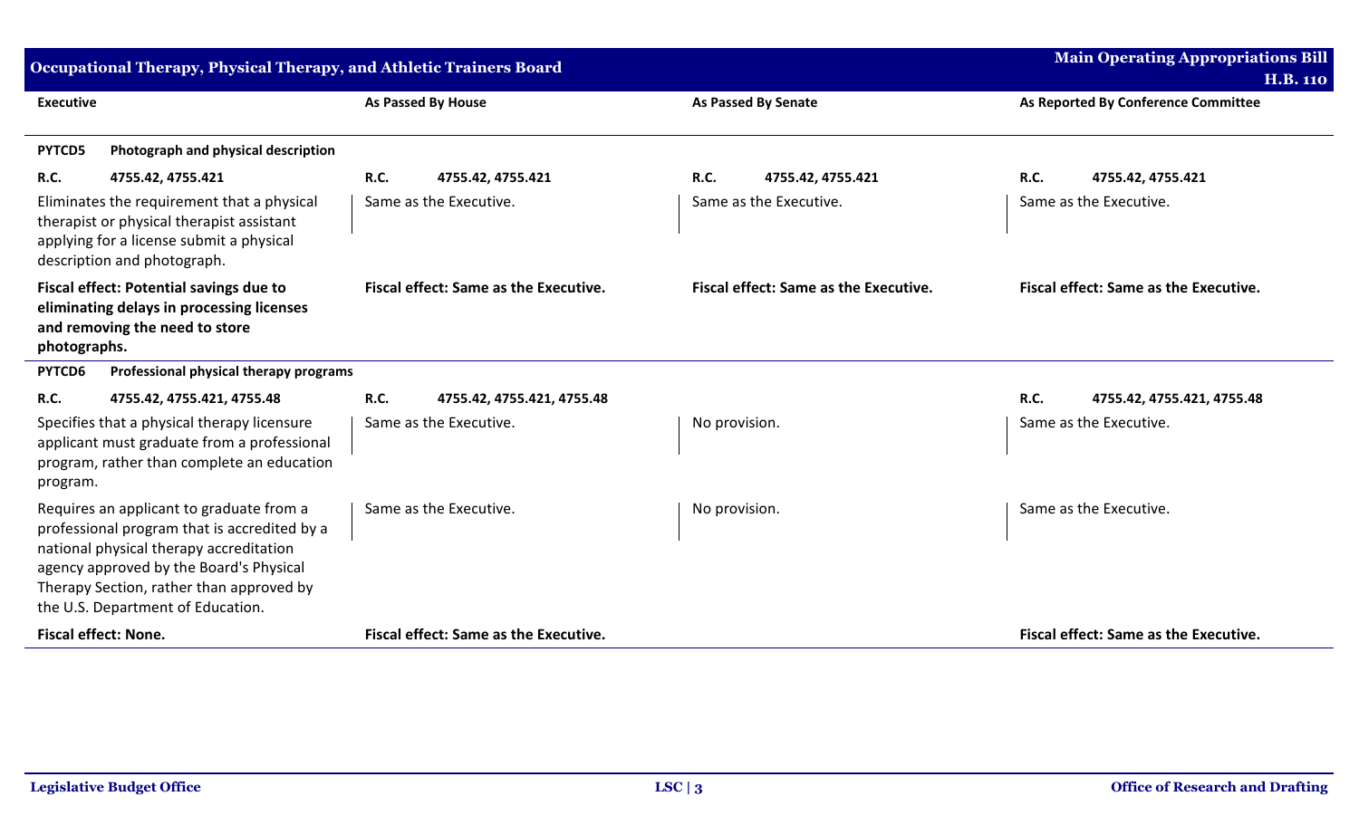## Occupational Therapy, Physical Therapy, and Athletic Trainers Board

**Main Operating Appropriations Bill H.B. 110**

| Executive | As Passed By House | As Passed By Senate | As Reported By Conference Committee |
|---|---|---|---|
| **PYTCD5 Photograph and physical description** | | | |
| **R.C. 4755.42, 4755.421** | **R.C. 4755.42, 4755.421** | **R.C. 4755.42, 4755.421** | **R.C. 4755.42, 4755.421** |
| Eliminates the requirement that a physical therapist or physical therapist assistant applying for a license submit a physical description and photograph. | Same as the Executive. | Same as the Executive. | Same as the Executive. |
| **Fiscal effect: Potential savings due to eliminating delays in processing licenses and removing the need to store photographs.** | **Fiscal effect: Same as the Executive.** | **Fiscal effect: Same as the Executive.** | **Fiscal effect: Same as the Executive.** |
| **PYTCD6 Professional physical therapy programs** | | | |
| **R.C. 4755.42, 4755.421, 4755.48** | **R.C. 4755.42, 4755.421, 4755.48** | | **R.C. 4755.42, 4755.421, 4755.48** |
| Specifies that a physical therapy licensure applicant must graduate from a professional program, rather than complete an education program. | Same as the Executive. | No provision. | Same as the Executive. |
| Requires an applicant to graduate from a professional program that is accredited by a national physical therapy accreditation agency approved by the Board's Physical Therapy Section, rather than approved by the U.S. Department of Education. | Same as the Executive. | No provision. | Same as the Executive. |
| **Fiscal effect: None.** | **Fiscal effect: Same as the Executive.** | | **Fiscal effect: Same as the Executive.** |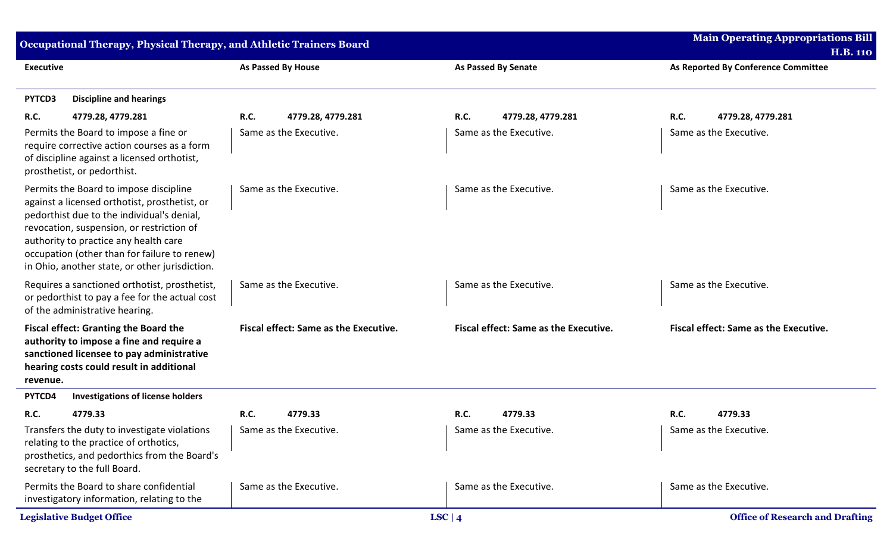## Occupational Therapy, Physical Therapy, and Athletic Trainers Board

| Executive | As Passed By House | As Passed By Senate | As Reported By Conference Committee |
|---|---|---|---|
| **PYTCD3 Discipline and hearings** | | | |
| **R.C. 4779.28, 4779.281** | **R.C. 4779.28, 4779.281** | **R.C. 4779.28, 4779.281** | **R.C. 4779.28, 4779.281** |
| Permits the Board to impose a fine or require corrective action courses as a form of discipline against a licensed orthotist, prosthetist, or pedorthist. | Same as the Executive. | Same as the Executive. | Same as the Executive. |
| Permits the Board to impose discipline against a licensed orthotist, prosthetist, or pedorthist due to the individual's denial, revocation, suspension, or restriction of authority to practice any health care occupation (other than for failure to renew) in Ohio, another state, or other jurisdiction. | Same as the Executive. | Same as the Executive. | Same as the Executive. |
| Requires a sanctioned orthotist, prosthetist, or pedorthist to pay a fee for the actual cost of the administrative hearing. | Same as the Executive. | Same as the Executive. | Same as the Executive. |
| **Fiscal effect: Granting the Board the authority to impose a fine and require a sanctioned licensee to pay administrative hearing costs could result in additional revenue.** | **Fiscal effect: Same as the Executive.** | **Fiscal effect: Same as the Executive.** | **Fiscal effect: Same as the Executive.** |
| **PYTCD4 Investigations of license holders** | | | |
| **R.C. 4779.33** | **R.C. 4779.33** | **R.C. 4779.33** | **R.C. 4779.33** |
| Transfers the duty to investigate violations relating to the practice of orthotics, prosthetics, and pedorthics from the Board's secretary to the full Board. | Same as the Executive. | Same as the Executive. | Same as the Executive. |
| Permits the Board to share confidential investigatory information, relating to the | Same as the Executive. | Same as the Executive. | Same as the Executive. |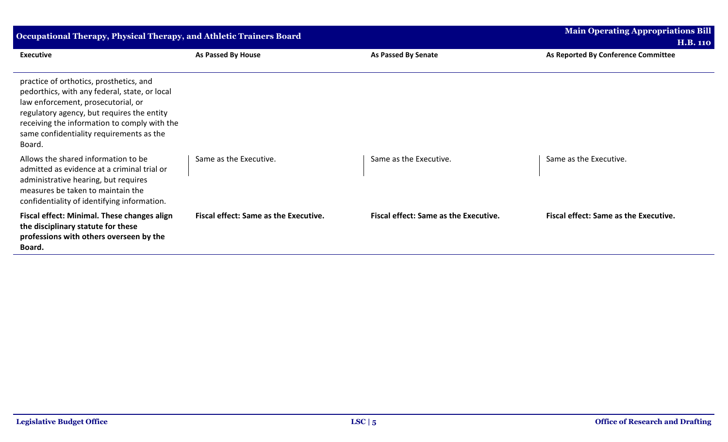| Executive | As Passed By House | As Passed By Senate | As Reported By Conference Committee |
|---|---|---|---|
| practice of orthotics, prosthetics, and pedorthics, with any federal, state, or local law enforcement, prosecutorial, or regulatory agency, but requires the entity receiving the information to comply with the same confidentiality requirements as the Board. | | | |
| Allows the shared information to be admitted as evidence at a criminal trial or administrative hearing, but requires measures be taken to maintain the confidentiality of identifying information. | Same as the Executive. | Same as the Executive. | Same as the Executive. |
| **Fiscal effect: Minimal. These changes align the disciplinary statute for these professions with others overseen by the Board.** | **Fiscal effect: Same as the Executive.** | **Fiscal effect: Same as the Executive.** | **Fiscal effect: Same as the Executive.** |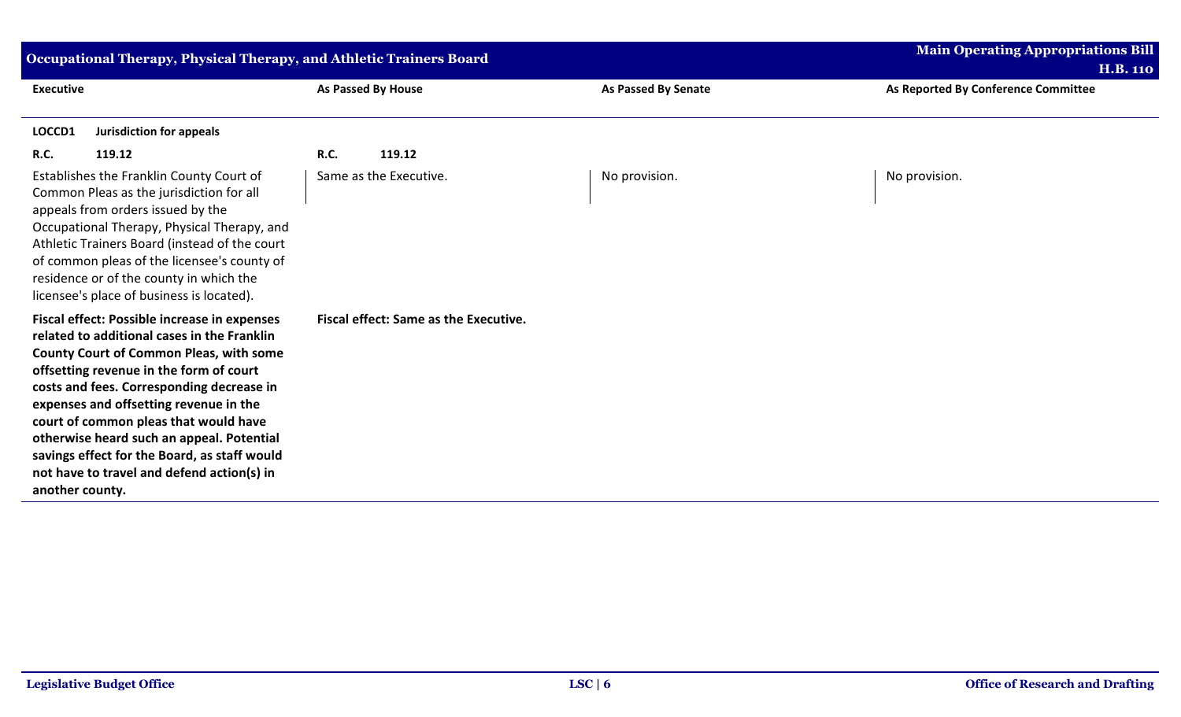## Occupational Therapy, Physical Therapy, and Athletic Trainers Board

| Executive | As Passed By House | As Passed By Senate | As Reported By Conference Committee |
| --- | --- | --- | --- |
| **LOCCD1 Jurisdiction for appeals** | | | |
| **R.C. 119.12** | **R.C. 119.12** | | |
| Establishes the Franklin County Court of Common Pleas as the jurisdiction for all appeals from orders issued by the Occupational Therapy, Physical Therapy, and Athletic Trainers Board (instead of the court of common pleas of the licensee's county of residence or of the county in which the licensee's place of business is located). | Same as the Executive. | No provision. | No provision. |
| **Fiscal effect: Possible increase in expenses related to additional cases in the Franklin County Court of Common Pleas, with some offsetting revenue in the form of court costs and fees. Corresponding decrease in expenses and offsetting revenue in the court of common pleas that would have otherwise heard such an appeal. Potential savings effect for the Board, as staff would not have to travel and defend action(s) in another county.** | **Fiscal effect: Same as the Executive.** | | |